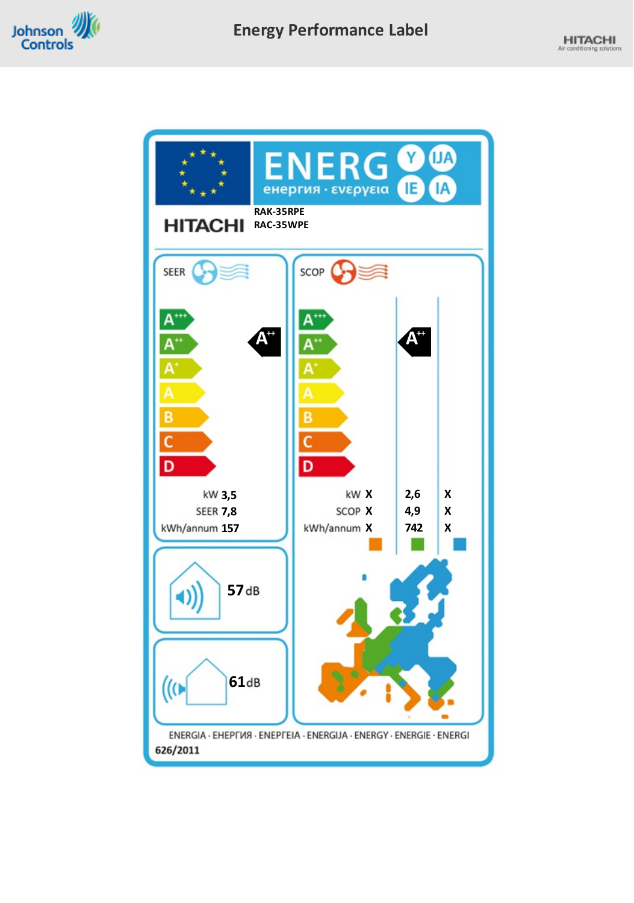# Energy Performance Label

Johnson Controls

HITACHI Air conditioning solutions

ENERG Y IJA IE IA

енергия · ενεργεια

HITACHI

RAK-35RPE
RAC-35WPE

**SEER**

A+++
A++
A+
A
B
C
D

A++

| | |
|---|---|
| kW | 3,5 |
| SEER | 7,8 |
| kWh/annum | 157 |

57 dB

61 dB

**SCOP**

A+++
A++
A+
A
B
C
D

A++

| | | | |
|---|---|---|---|
| kW | X | 2,6 | X |
| SCOP | X | 4,9 | X |
| kWh/annum | X | 742 | X |

ENERGIA · ЕНЕРГИЯ · ΕΝΕΡΓΕΙΑ · ENERGIJA · ENERGY · ENERGIE · ENERGI

626/2011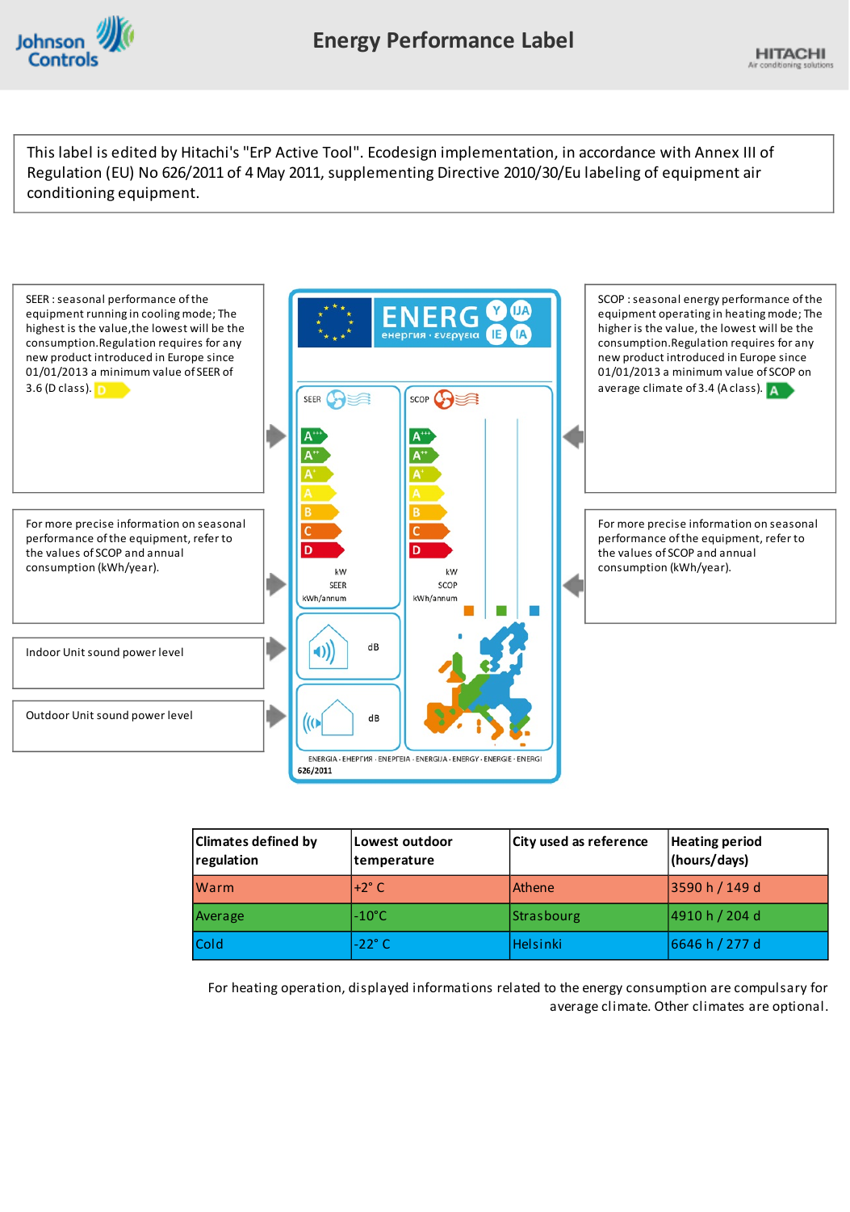# Energy Performance Label

This label is edited by Hitachi's "ErP Active Tool". Ecodesign implementation, in accordance with Annex III of Regulation (EU) No 626/2011 of 4 May 2011, supplementing Directive 2010/30/Eu labeling of equipment air conditioning equipment.

SEER : seasonal performance of the equipment running in cooling mode; The highest is the value, the lowest will be the consumption. Regulation requires for any new product introduced in Europe since 01/01/2013 a minimum value of SEER of 3.6 (D class). D

For more precise information on seasonal performance of the equipment, refer to the values of SCOP and annual consumption (kWh/year).

Indoor Unit sound power level

Outdoor Unit sound power level

ENERG Y IJA IE IA
енергия · ενεργεια

SEER

A+++
A++
A+
A
B
C
D

kW
SEER
kWh/annum

SCOP

A+++
A++
A+
A
B
C
D

kW
SCOP
kWh/annum

dB

dB

ENERGIA · ЕНЕРГИЯ · ΕΝΕΡΓΕΙΑ · ENERGIJA · ENERGY · ENERGIE · ENERGI
626/2011

SCOP : seasonal energy performance of the equipment operating in heating mode; The higher is the value, the lowest will be the consumption. Regulation requires for any new product introduced in Europe since 01/01/2013 a minimum value of SCOP on average climate of 3.4 (A class). A

For more precise information on seasonal performance of the equipment, refer to the values of SCOP and annual consumption (kWh/year).

| Climates defined by regulation | Lowest outdoor temperature | City used as reference | Heating period (hours/days) |
|---|---|---|---|
| Warm | +2° C | Athene | 3590 h / 149 d |
| Average | -10°C | Strasbourg | 4910 h / 204 d |
| Cold | -22° C | Helsinki | 6646 h / 277 d |

For heating operation, displayed informations related to the energy consumption are compulsary for average climate. Other climates are optional.